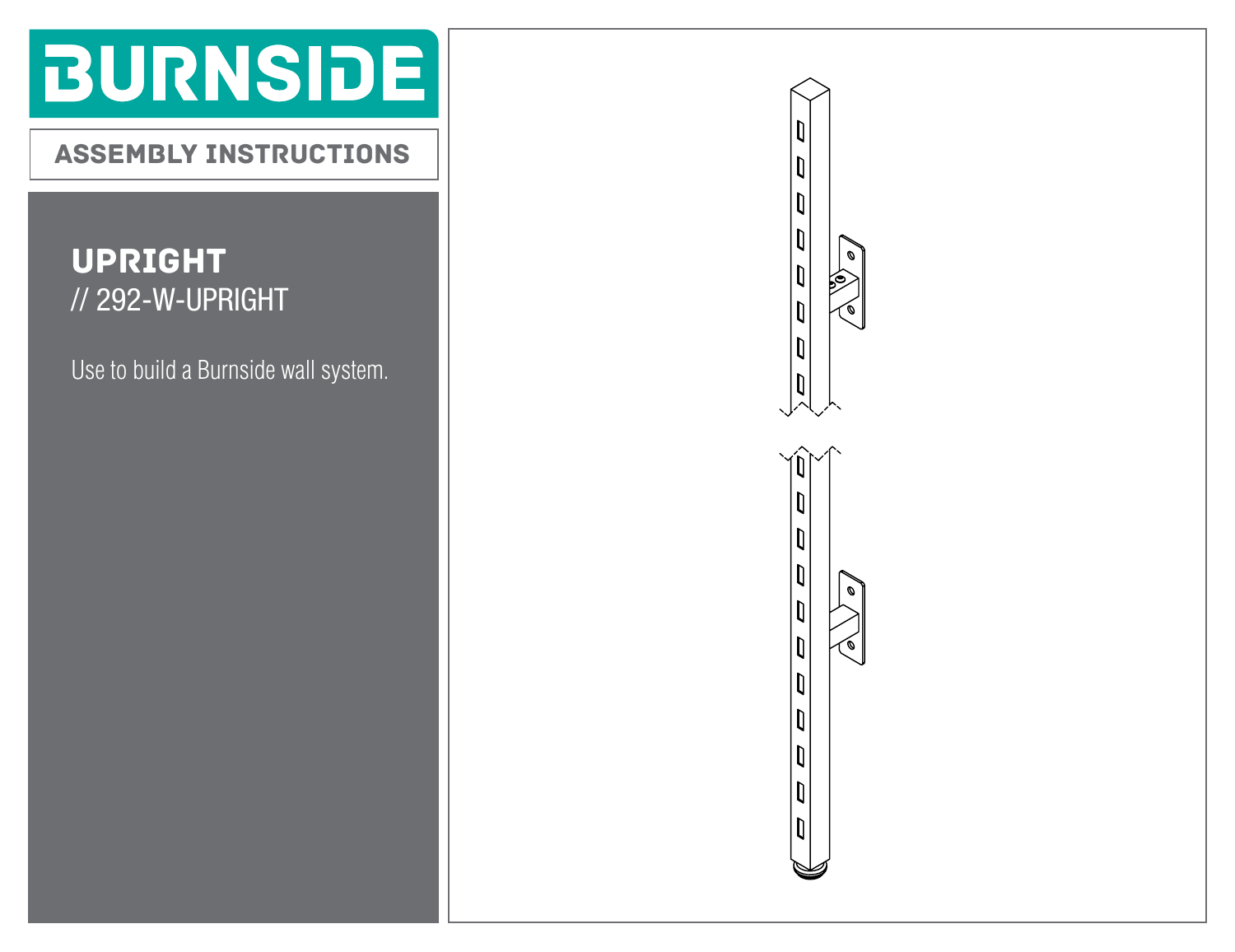# BURNSIDE

## ASSEMBLY INSTRUCTIONS

### UPRIGHT

// 292-W-UPRIGHT

Use to build a Burnside wall system.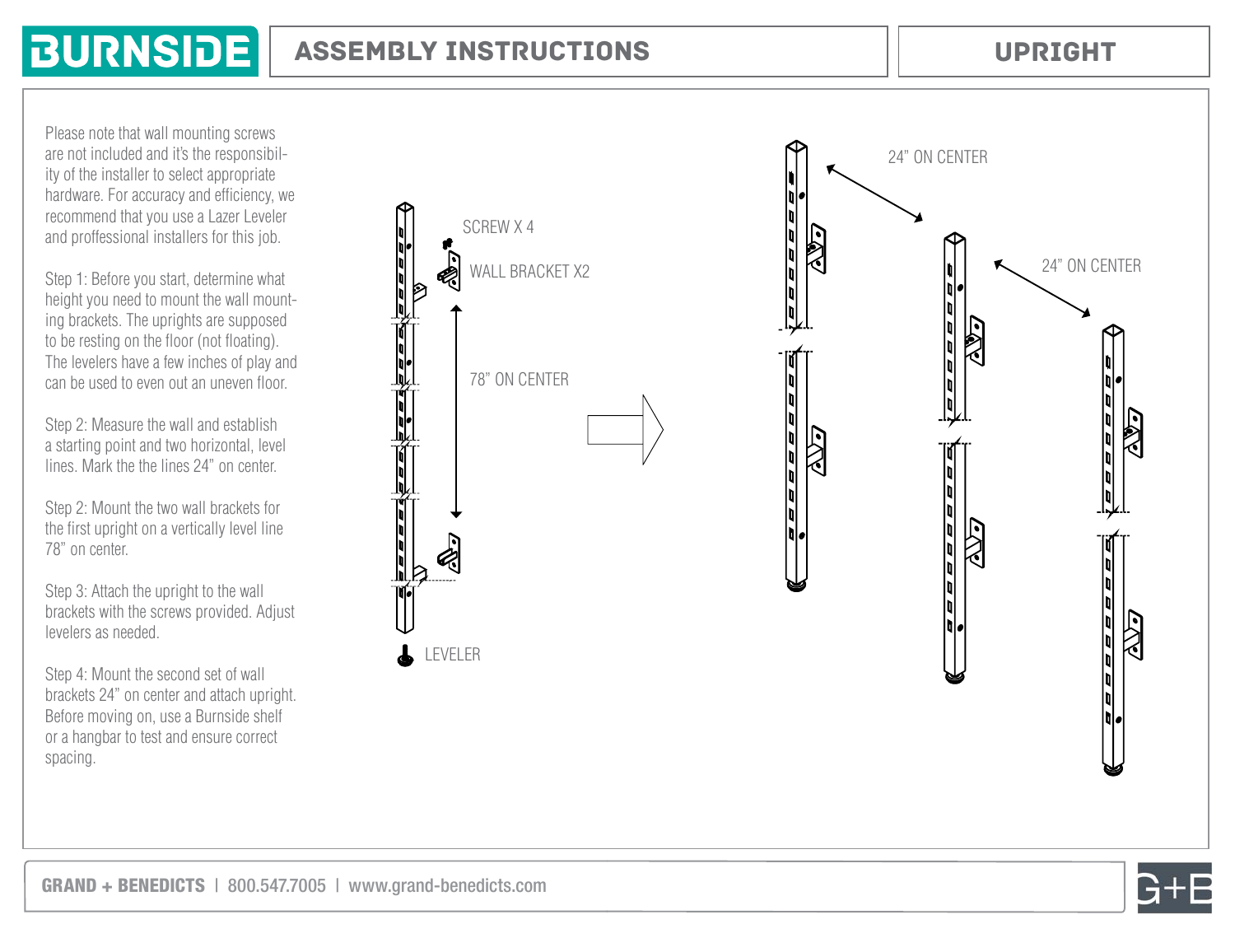# BURNSIDE

## ASSEMBLY INSTRUCTIONS

## UPRIGHT

Please note that wall mounting screws are not included and it's the responsibility of the installer to select appropriate hardware. For accuracy and efficiency, we recommend that you use a Lazer Leveler and proffessional installers for this job.

Step 1: Before you start, determine what height you need to mount the wall mounting brackets. The uprights are supposed to be resting on the floor (not floating). The levelers have a few inches of play and can be used to even out an uneven floor.

Step 2: Measure the wall and establish a starting point and two horizontal, level lines. Mark the the lines 24" on center.

Step 2: Mount the two wall brackets for the first upright on a vertically level line 78" on center.

Step 3: Attach the upright to the wall brackets with the screws provided. Adjust levelers as needed.

Step 4: Mount the second set of wall brackets 24" on center and attach upright. Before moving on, use a Burnside shelf or a hangbar to test and ensure correct spacing.

SCREW X 4

WALL BRACKET X2

78" ON CENTER

LEVELER

24" ON CENTER

24" ON CENTER

**GRAND + BENEDICTS** | 800.547.7005 | www.grand-benedicts.com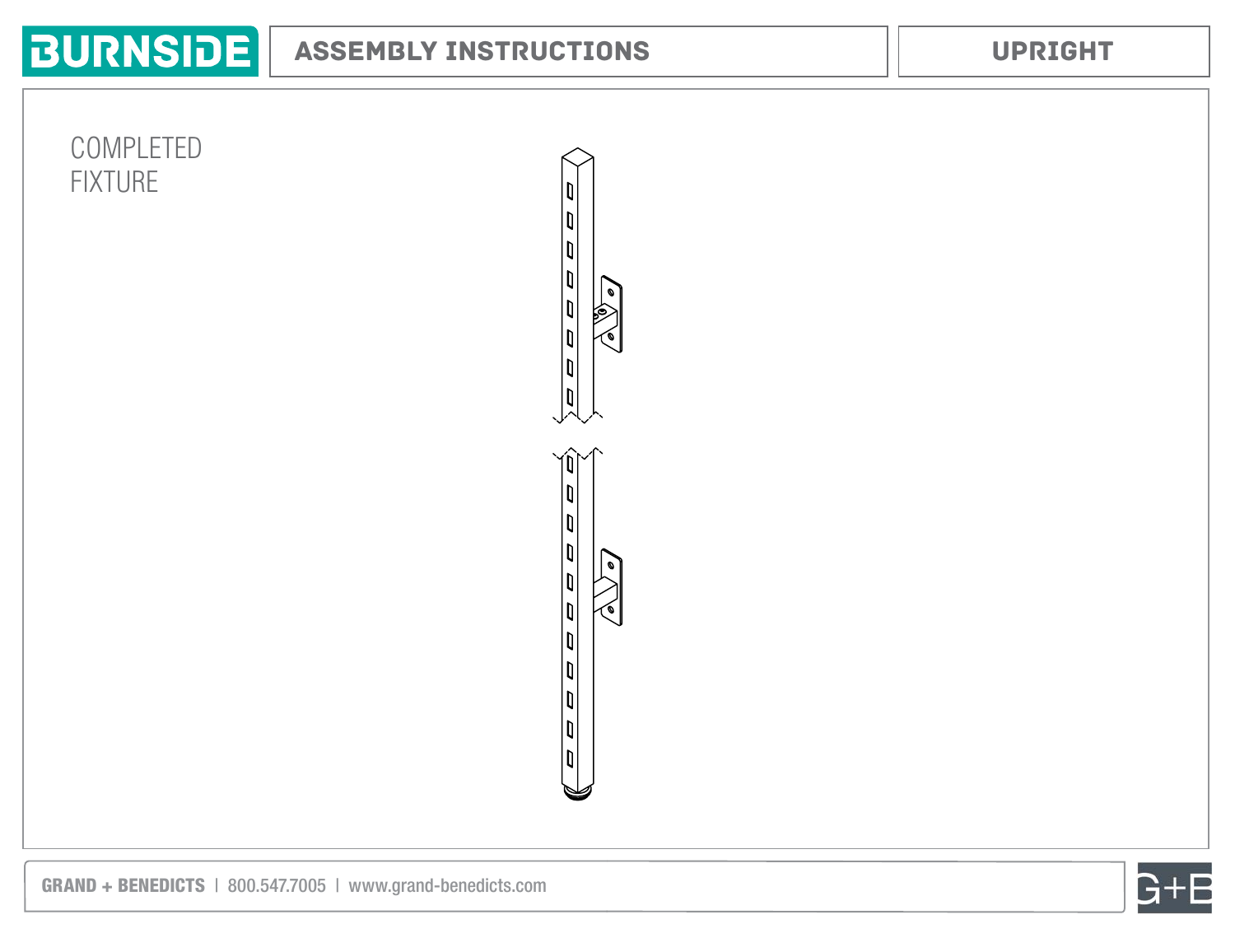# BURNSIDE ASSEMBLY INSTRUCTIONS

## UPRIGHT

COMPLETED FIXTURE

**GRAND + BENEDICTS** | 800.547.7005 | www.grand-benedicts.com

G+B